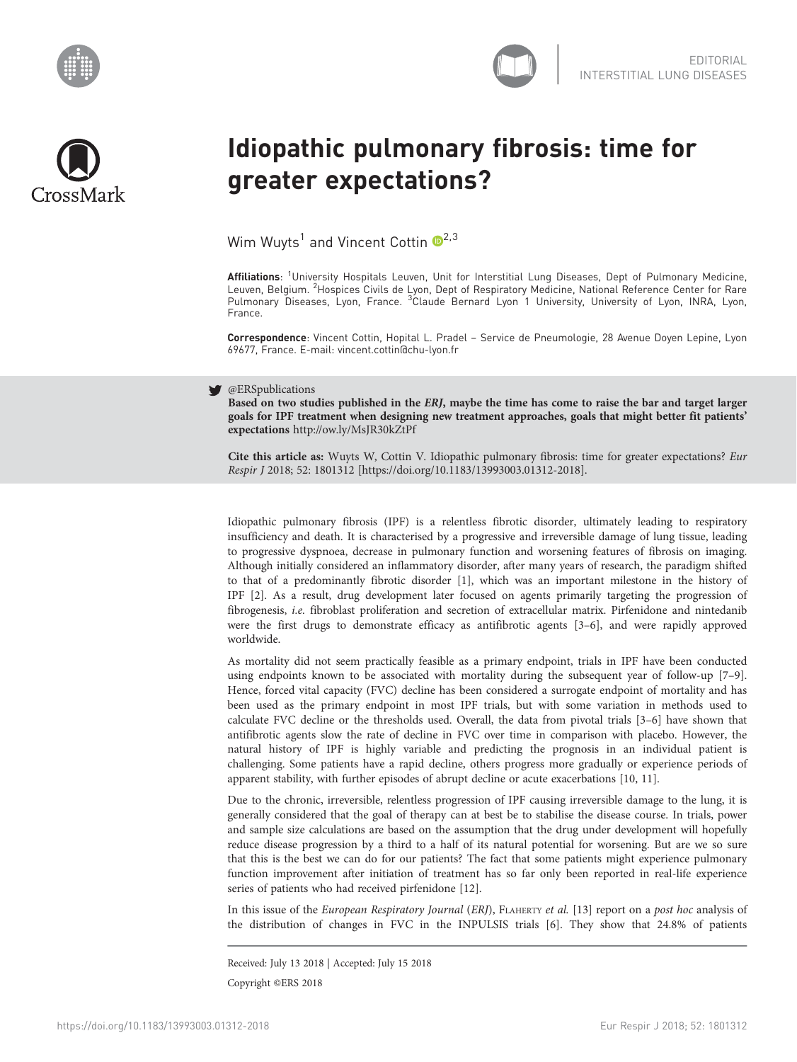EDITORIAL
INTERSTITIAL LUNG DISEASES

# Idiopathic pulmonary fibrosis: time for greater expectations?

Wim Wuyts[1] and Vincent Cottin[2,3]

**Affiliations**: [1]University Hospitals Leuven, Unit for Interstitial Lung Diseases, Dept of Pulmonary Medicine, Leuven, Belgium. [2]Hospices Civils de Lyon, Dept of Respiratory Medicine, National Reference Center for Rare Pulmonary Diseases, Lyon, France. [3]Claude Bernard Lyon 1 University, University of Lyon, INRA, Lyon, France.

**Correspondence**: Vincent Cottin, Hopital L. Pradel – Service de Pneumologie, 28 Avenue Doyen Lepine, Lyon 69677, France. E-mail: vincent.cottin@chu-lyon.fr

@ERSpublications
**Based on two studies published in the *ERJ*, maybe the time has come to raise the bar and target larger goals for IPF treatment when designing new treatment approaches, goals that might better fit patients' expectations** http://ow.ly/MsJR30kZtPf

**Cite this article as:** Wuyts W, Cottin V. Idiopathic pulmonary fibrosis: time for greater expectations? *Eur Respir J* 2018; 52: 1801312 [https://doi.org/10.1183/13993003.01312-2018].

Idiopathic pulmonary fibrosis (IPF) is a relentless fibrotic disorder, ultimately leading to respiratory insufficiency and death. It is characterised by a progressive and irreversible damage of lung tissue, leading to progressive dyspnoea, decrease in pulmonary function and worsening features of fibrosis on imaging. Although initially considered an inflammatory disorder, after many years of research, the paradigm shifted to that of a predominantly fibrotic disorder [1], which was an important milestone in the history of IPF [2]. As a result, drug development later focused on agents primarily targeting the progression of fibrogenesis, *i.e.* fibroblast proliferation and secretion of extracellular matrix. Pirfenidone and nintedanib were the first drugs to demonstrate efficacy as antifibrotic agents [3–6], and were rapidly approved worldwide.

As mortality did not seem practically feasible as a primary endpoint, trials in IPF have been conducted using endpoints known to be associated with mortality during the subsequent year of follow-up [7–9]. Hence, forced vital capacity (FVC) decline has been considered a surrogate endpoint of mortality and has been used as the primary endpoint in most IPF trials, but with some variation in methods used to calculate FVC decline or the thresholds used. Overall, the data from pivotal trials [3–6] have shown that antifibrotic agents slow the rate of decline in FVC over time in comparison with placebo. However, the natural history of IPF is highly variable and predicting the prognosis in an individual patient is challenging. Some patients have a rapid decline, others progress more gradually or experience periods of apparent stability, with further episodes of abrupt decline or acute exacerbations [10, 11].

Due to the chronic, irreversible, relentless progression of IPF causing irreversible damage to the lung, it is generally considered that the goal of therapy can at best be to stabilise the disease course. In trials, power and sample size calculations are based on the assumption that the drug under development will hopefully reduce disease progression by a third to a half of its natural potential for worsening. But are we so sure that this is the best we can do for our patients? The fact that some patients might experience pulmonary function improvement after initiation of treatment has so far only been reported in real-life experience series of patients who had received pirfenidone [12].

In this issue of the *European Respiratory Journal* (*ERJ*), Flaherty *et al.* [13] report on a *post hoc* analysis of the distribution of changes in FVC in the INPULSIS trials [6]. They show that 24.8% of patients

Received: July 13 2018 | Accepted: July 15 2018

Copyright ©ERS 2018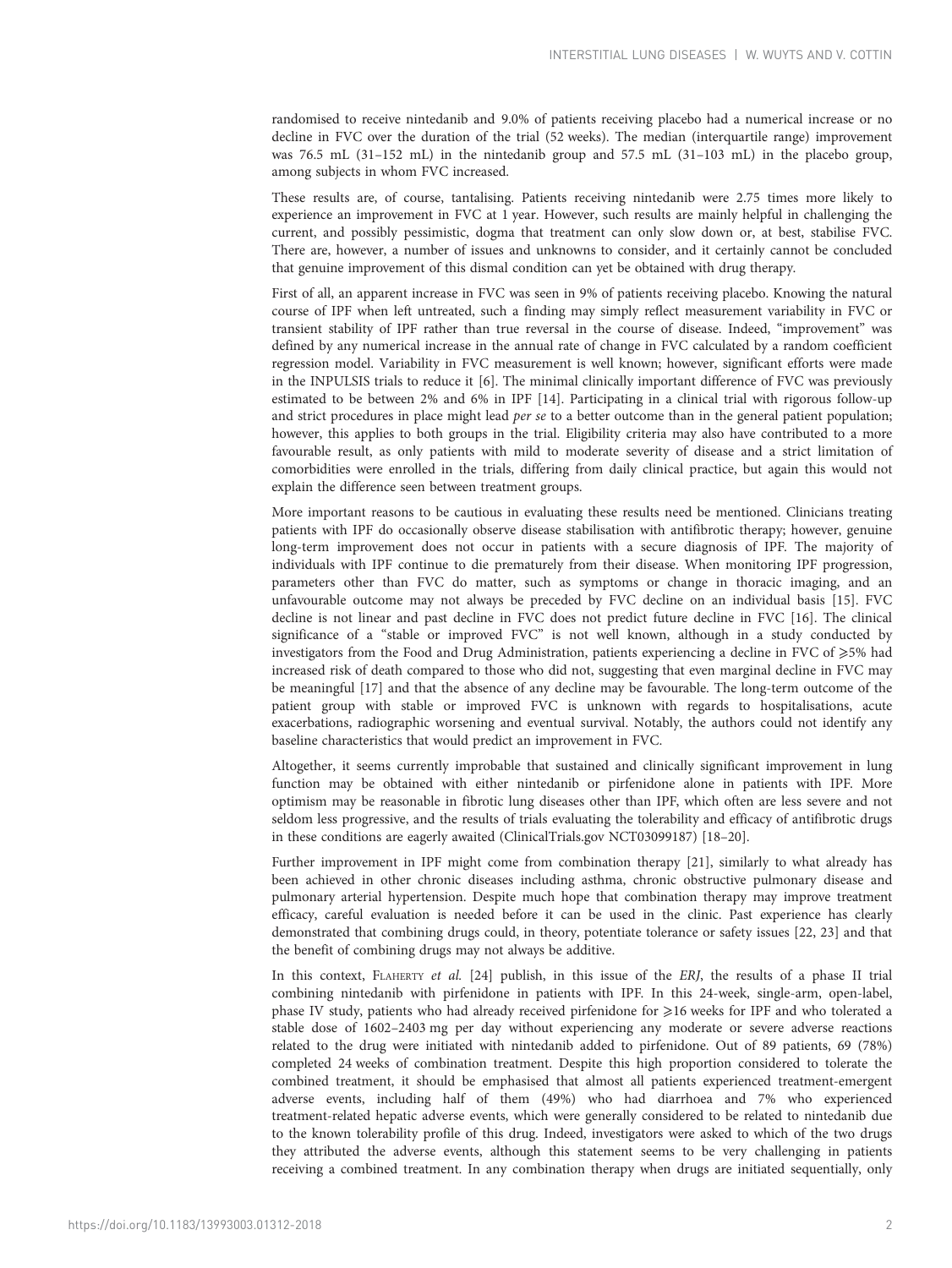randomised to receive nintedanib and 9.0% of patients receiving placebo had a numerical increase or no decline in FVC over the duration of the trial (52 weeks). The median (interquartile range) improvement was 76.5 mL (31–152 mL) in the nintedanib group and 57.5 mL (31–103 mL) in the placebo group, among subjects in whom FVC increased.

These results are, of course, tantalising. Patients receiving nintedanib were 2.75 times more likely to experience an improvement in FVC at 1 year. However, such results are mainly helpful in challenging the current, and possibly pessimistic, dogma that treatment can only slow down or, at best, stabilise FVC. There are, however, a number of issues and unknowns to consider, and it certainly cannot be concluded that genuine improvement of this dismal condition can yet be obtained with drug therapy.

First of all, an apparent increase in FVC was seen in 9% of patients receiving placebo. Knowing the natural course of IPF when left untreated, such a finding may simply reflect measurement variability in FVC or transient stability of IPF rather than true reversal in the course of disease. Indeed, "improvement" was defined by any numerical increase in the annual rate of change in FVC calculated by a random coefficient regression model. Variability in FVC measurement is well known; however, significant efforts were made in the INPULSIS trials to reduce it [6]. The minimal clinically important difference of FVC was previously estimated to be between 2% and 6% in IPF [14]. Participating in a clinical trial with rigorous follow-up and strict procedures in place might lead *per se* to a better outcome than in the general patient population; however, this applies to both groups in the trial. Eligibility criteria may also have contributed to a more favourable result, as only patients with mild to moderate severity of disease and a strict limitation of comorbidities were enrolled in the trials, differing from daily clinical practice, but again this would not explain the difference seen between treatment groups.

More important reasons to be cautious in evaluating these results need be mentioned. Clinicians treating patients with IPF do occasionally observe disease stabilisation with antifibrotic therapy; however, genuine long-term improvement does not occur in patients with a secure diagnosis of IPF. The majority of individuals with IPF continue to die prematurely from their disease. When monitoring IPF progression, parameters other than FVC do matter, such as symptoms or change in thoracic imaging, and an unfavourable outcome may not always be preceded by FVC decline on an individual basis [15]. FVC decline is not linear and past decline in FVC does not predict future decline in FVC [16]. The clinical significance of a "stable or improved FVC" is not well known, although in a study conducted by investigators from the Food and Drug Administration, patients experiencing a decline in FVC of ⩾5% had increased risk of death compared to those who did not, suggesting that even marginal decline in FVC may be meaningful [17] and that the absence of any decline may be favourable. The long-term outcome of the patient group with stable or improved FVC is unknown with regards to hospitalisations, acute exacerbations, radiographic worsening and eventual survival. Notably, the authors could not identify any baseline characteristics that would predict an improvement in FVC.

Altogether, it seems currently improbable that sustained and clinically significant improvement in lung function may be obtained with either nintedanib or pirfenidone alone in patients with IPF. More optimism may be reasonable in fibrotic lung diseases other than IPF, which often are less severe and not seldom less progressive, and the results of trials evaluating the tolerability and efficacy of antifibrotic drugs in these conditions are eagerly awaited (ClinicalTrials.gov NCT03099187) [18–20].

Further improvement in IPF might come from combination therapy [21], similarly to what already has been achieved in other chronic diseases including asthma, chronic obstructive pulmonary disease and pulmonary arterial hypertension. Despite much hope that combination therapy may improve treatment efficacy, careful evaluation is needed before it can be used in the clinic. Past experience has clearly demonstrated that combining drugs could, in theory, potentiate tolerance or safety issues [22, 23] and that the benefit of combining drugs may not always be additive.

In this context, Flaherty *et al.* [24] publish, in this issue of the *ERJ*, the results of a phase II trial combining nintedanib with pirfenidone in patients with IPF. In this 24-week, single-arm, open-label, phase IV study, patients who had already received pirfenidone for ⩾16 weeks for IPF and who tolerated a stable dose of 1602–2403 mg per day without experiencing any moderate or severe adverse reactions related to the drug were initiated with nintedanib added to pirfenidone. Out of 89 patients, 69 (78%) completed 24 weeks of combination treatment. Despite this high proportion considered to tolerate the combined treatment, it should be emphasised that almost all patients experienced treatment-emergent adverse events, including half of them (49%) who had diarrhoea and 7% who experienced treatment-related hepatic adverse events, which were generally considered to be related to nintedanib due to the known tolerability profile of this drug. Indeed, investigators were asked to which of the two drugs they attributed the adverse events, although this statement seems to be very challenging in patients receiving a combined treatment. In any combination therapy when drugs are initiated sequentially, only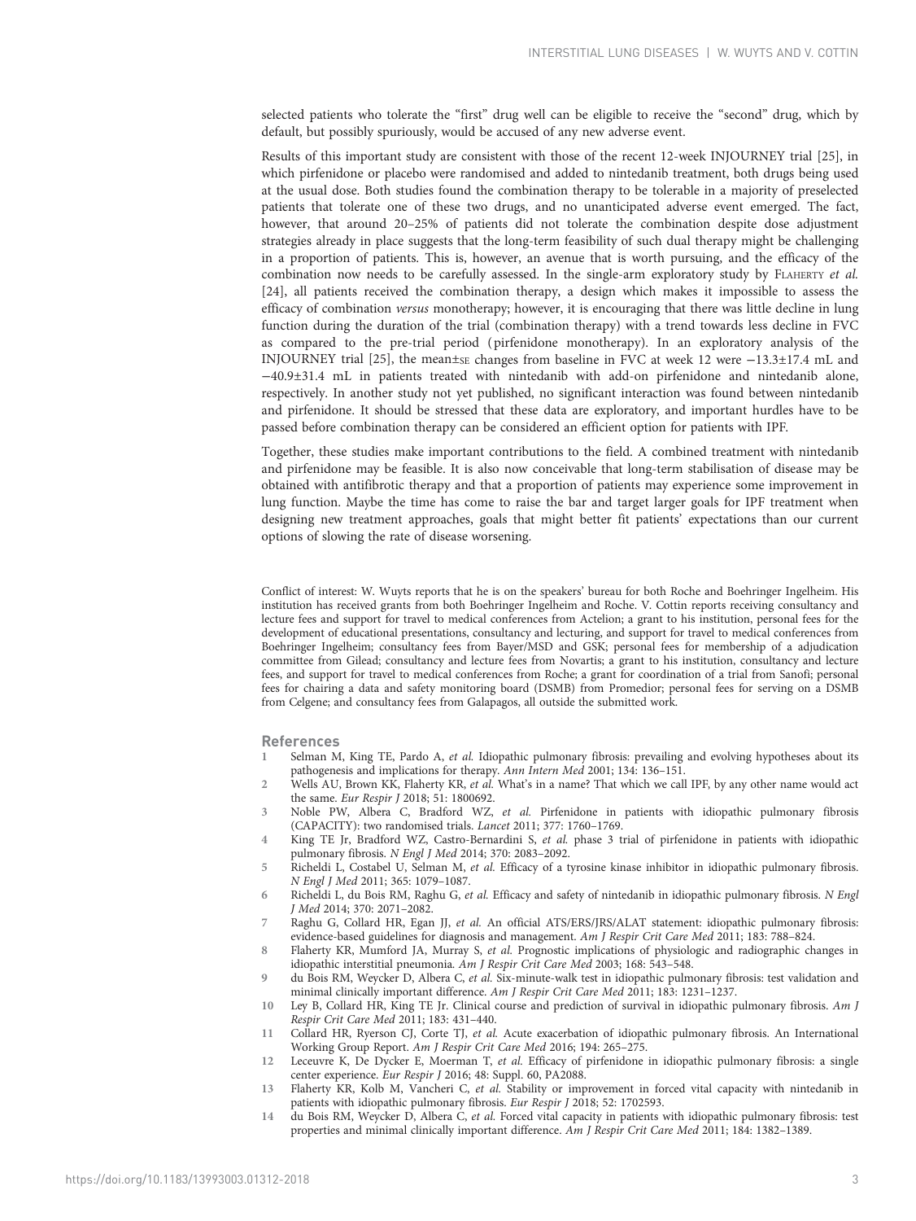selected patients who tolerate the "first" drug well can be eligible to receive the "second" drug, which by default, but possibly spuriously, would be accused of any new adverse event.

Results of this important study are consistent with those of the recent 12-week INJOURNEY trial [25], in which pirfenidone or placebo were randomised and added to nintedanib treatment, both drugs being used at the usual dose. Both studies found the combination therapy to be tolerable in a majority of preselected patients that tolerate one of these two drugs, and no unanticipated adverse event emerged. The fact, however, that around 20–25% of patients did not tolerate the combination despite dose adjustment strategies already in place suggests that the long-term feasibility of such dual therapy might be challenging in a proportion of patients. This is, however, an avenue that is worth pursuing, and the efficacy of the combination now needs to be carefully assessed. In the single-arm exploratory study by FLAHERTY *et al.* [24], all patients received the combination therapy, a design which makes it impossible to assess the efficacy of combination *versus* monotherapy; however, it is encouraging that there was little decline in lung function during the duration of the trial (combination therapy) with a trend towards less decline in FVC as compared to the pre-trial period (pirfenidone monotherapy). In an exploratory analysis of the INJOURNEY trial [25], the mean±SE changes from baseline in FVC at week 12 were −13.3±17.4 mL and −40.9±31.4 mL in patients treated with nintedanib with add-on pirfenidone and nintedanib alone, respectively. In another study not yet published, no significant interaction was found between nintedanib and pirfenidone. It should be stressed that these data are exploratory, and important hurdles have to be passed before combination therapy can be considered an efficient option for patients with IPF.

Together, these studies make important contributions to the field. A combined treatment with nintedanib and pirfenidone may be feasible. It is also now conceivable that long-term stabilisation of disease may be obtained with antifibrotic therapy and that a proportion of patients may experience some improvement in lung function. Maybe the time has come to raise the bar and target larger goals for IPF treatment when designing new treatment approaches, goals that might better fit patients' expectations than our current options of slowing the rate of disease worsening.

Conflict of interest: W. Wuyts reports that he is on the speakers' bureau for both Roche and Boehringer Ingelheim. His institution has received grants from both Boehringer Ingelheim and Roche. V. Cottin reports receiving consultancy and lecture fees and support for travel to medical conferences from Actelion; a grant to his institution, personal fees for the development of educational presentations, consultancy and lecturing, and support for travel to medical conferences from Boehringer Ingelheim; consultancy fees from Bayer/MSD and GSK; personal fees for membership of a adjudication committee from Gilead; consultancy and lecture fees from Novartis; a grant to his institution, consultancy and lecture fees, and support for travel to medical conferences from Roche; a grant for coordination of a trial from Sanofi; personal fees for chairing a data and safety monitoring board (DSMB) from Promedior; personal fees for serving on a DSMB from Celgene; and consultancy fees from Galapagos, all outside the submitted work.

## References

1. Selman M, King TE, Pardo A, *et al.* Idiopathic pulmonary fibrosis: prevailing and evolving hypotheses about its pathogenesis and implications for therapy. *Ann Intern Med* 2001; 134: 136–151.
2. Wells AU, Brown KK, Flaherty KR, *et al.* What's in a name? That which we call IPF, by any other name would act the same. *Eur Respir J* 2018; 51: 1800692.
3. Noble PW, Albera C, Bradford WZ, *et al.* Pirfenidone in patients with idiopathic pulmonary fibrosis (CAPACITY): two randomised trials. *Lancet* 2011; 377: 1760–1769.
4. King TE Jr, Bradford WZ, Castro-Bernardini S, *et al.* phase 3 trial of pirfenidone in patients with idiopathic pulmonary fibrosis. *N Engl J Med* 2014; 370: 2083–2092.
5. Richeldi L, Costabel U, Selman M, *et al.* Efficacy of a tyrosine kinase inhibitor in idiopathic pulmonary fibrosis. *N Engl J Med* 2011; 365: 1079–1087.
6. Richeldi L, du Bois RM, Raghu G, *et al.* Efficacy and safety of nintedanib in idiopathic pulmonary fibrosis. *N Engl J Med* 2014; 370: 2071–2082.
7. Raghu G, Collard HR, Egan JJ, *et al.* An official ATS/ERS/JRS/ALAT statement: idiopathic pulmonary fibrosis: evidence-based guidelines for diagnosis and management. *Am J Respir Crit Care Med* 2011; 183: 788–824.
8. Flaherty KR, Mumford JA, Murray S, *et al.* Prognostic implications of physiologic and radiographic changes in idiopathic interstitial pneumonia. *Am J Respir Crit Care Med* 2003; 168: 543–548.
9. du Bois RM, Weycker D, Albera C, *et al.* Six-minute-walk test in idiopathic pulmonary fibrosis: test validation and minimal clinically important difference. *Am J Respir Crit Care Med* 2011; 183: 1231–1237.
10. Ley B, Collard HR, King TE Jr. Clinical course and prediction of survival in idiopathic pulmonary fibrosis. *Am J Respir Crit Care Med* 2011; 183: 431–440.
11. Collard HR, Ryerson CJ, Corte TJ, *et al.* Acute exacerbation of idiopathic pulmonary fibrosis. An International Working Group Report. *Am J Respir Crit Care Med* 2016; 194: 265–275.
12. Leceuvre K, De Dycker E, Moerman T, *et al.* Efficacy of pirfenidone in idiopathic pulmonary fibrosis: a single center experience. *Eur Respir J* 2016; 48: Suppl. 60, PA2088.
13. Flaherty KR, Kolb M, Vancheri C, *et al.* Stability or improvement in forced vital capacity with nintedanib in patients with idiopathic pulmonary fibrosis. *Eur Respir J* 2018; 52: 1702593.
14. du Bois RM, Weycker D, Albera C, *et al.* Forced vital capacity in patients with idiopathic pulmonary fibrosis: test properties and minimal clinically important difference. *Am J Respir Crit Care Med* 2011; 184: 1382–1389.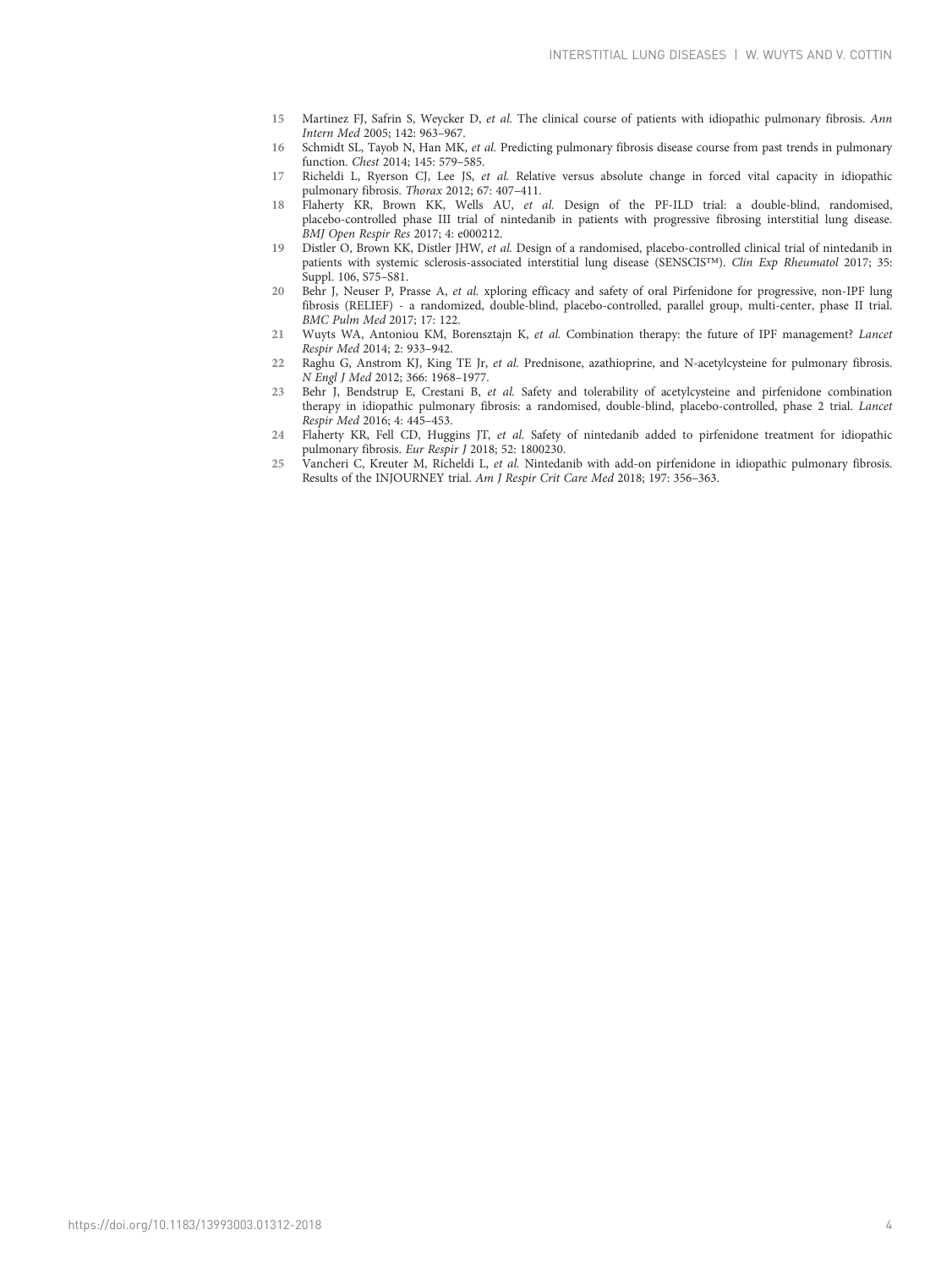15 Martinez FJ, Safrin S, Weycker D, *et al.* The clinical course of patients with idiopathic pulmonary fibrosis. *Ann Intern Med* 2005; 142: 963–967.

16 Schmidt SL, Tayob N, Han MK, *et al.* Predicting pulmonary fibrosis disease course from past trends in pulmonary function. *Chest* 2014; 145: 579–585.

17 Richeldi L, Ryerson CJ, Lee JS, *et al.* Relative versus absolute change in forced vital capacity in idiopathic pulmonary fibrosis. *Thorax* 2012; 67: 407–411.

18 Flaherty KR, Brown KK, Wells AU, *et al.* Design of the PF-ILD trial: a double-blind, randomised, placebo-controlled phase III trial of nintedanib in patients with progressive fibrosing interstitial lung disease. *BMJ Open Respir Res* 2017; 4: e000212.

19 Distler O, Brown KK, Distler JHW, *et al.* Design of a randomised, placebo-controlled clinical trial of nintedanib in patients with systemic sclerosis-associated interstitial lung disease (SENSCIS™). *Clin Exp Rheumatol* 2017; 35: Suppl. 106, S75–S81.

20 Behr J, Neuser P, Prasse A, *et al.* xploring efficacy and safety of oral Pirfenidone for progressive, non-IPF lung fibrosis (RELIEF) - a randomized, double-blind, placebo-controlled, parallel group, multi-center, phase II trial. *BMC Pulm Med* 2017; 17: 122.

21 Wuyts WA, Antoniou KM, Borensztajn K, *et al.* Combination therapy: the future of IPF management? *Lancet Respir Med* 2014; 2: 933–942.

22 Raghu G, Anstrom KJ, King TE Jr, *et al.* Prednisone, azathioprine, and N-acetylcysteine for pulmonary fibrosis. *N Engl J Med* 2012; 366: 1968–1977.

23 Behr J, Bendstrup E, Crestani B, *et al.* Safety and tolerability of acetylcysteine and pirfenidone combination therapy in idiopathic pulmonary fibrosis: a randomised, double-blind, placebo-controlled, phase 2 trial. *Lancet Respir Med* 2016; 4: 445–453.

24 Flaherty KR, Fell CD, Huggins JT, *et al.* Safety of nintedanib added to pirfenidone treatment for idiopathic pulmonary fibrosis. *Eur Respir J* 2018; 52: 1800230.

25 Vancheri C, Kreuter M, Richeldi L, *et al.* Nintedanib with add-on pirfenidone in idiopathic pulmonary fibrosis. Results of the INJOURNEY trial. *Am J Respir Crit Care Med* 2018; 197: 356–363.